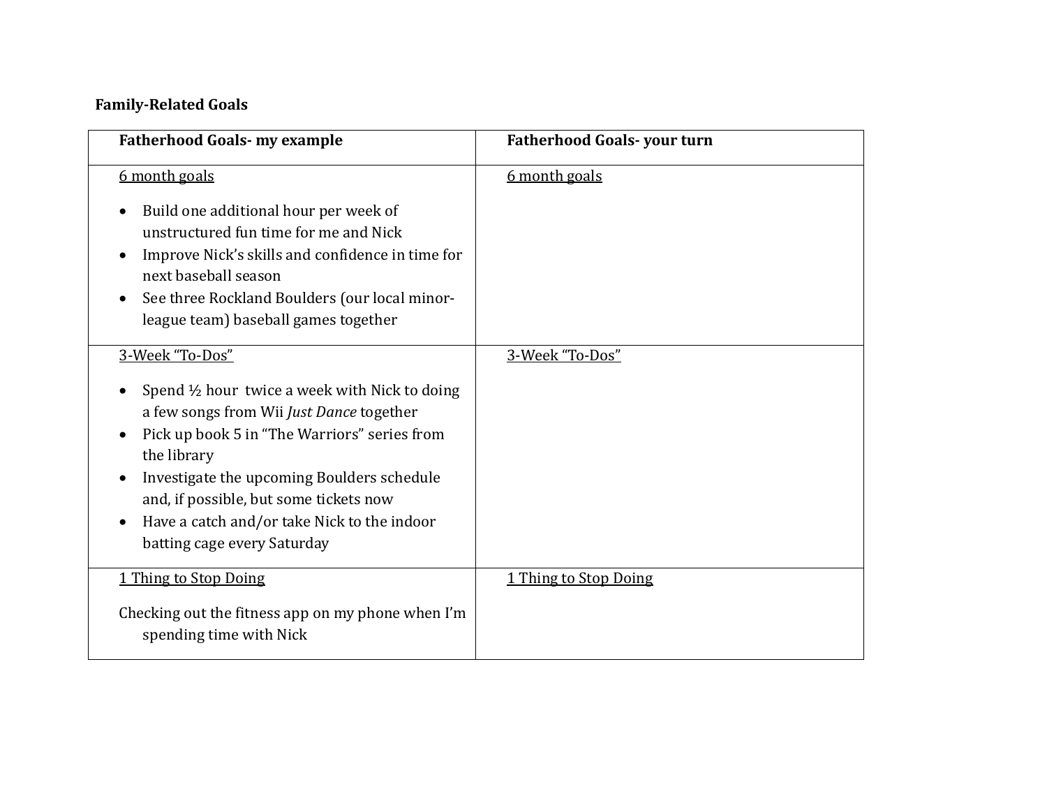**Family-Related Goals**

| **Fatherhood Goals- my example** | **Fatherhood Goals- your turn** |
|---|---|
| <u>6 month goals</u><br>• Build one additional hour per week of unstructured fun time for me and Nick<br>• Improve Nick's skills and confidence in time for next baseball season<br>• See three Rockland Boulders (our local minor-league team) baseball games together | <u>6 month goals</u> |
| <u>3-Week "To-Dos"</u><br>• Spend ½ hour twice a week with Nick to doing a few songs from Wii *Just Dance* together<br>• Pick up book 5 in "The Warriors" series from the library<br>• Investigate the upcoming Boulders schedule and, if possible, but some tickets now<br>• Have a catch and/or take Nick to the indoor batting cage every Saturday | <u>3-Week "To-Dos"</u> |
| <u>1 Thing to Stop Doing</u><br>Checking out the fitness app on my phone when I'm spending time with Nick | <u>1 Thing to Stop Doing</u> |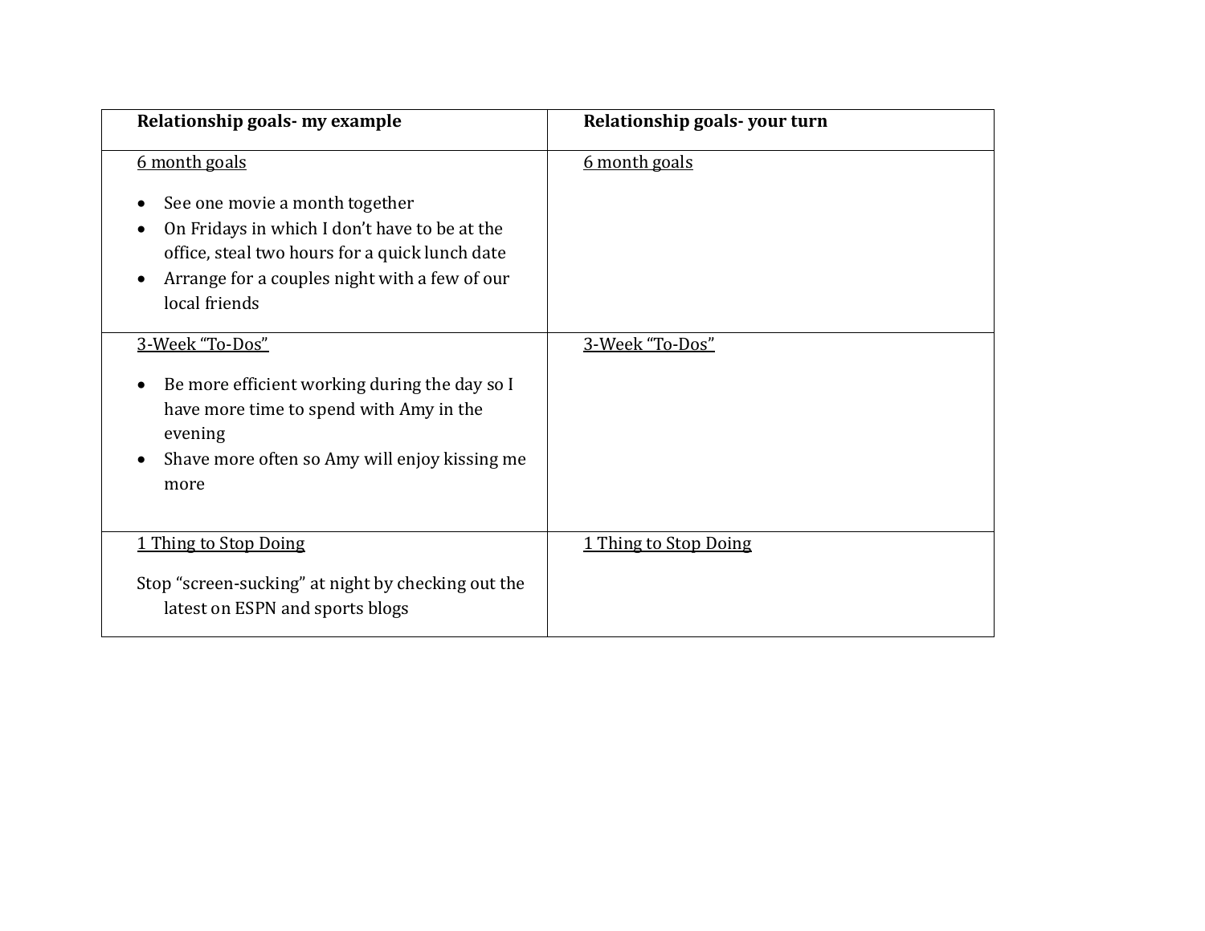| **Relationship goals- my example** | **Relationship goals- your turn** |
|---|---|
| <u>6 month goals</u><br><br>• See one movie a month together<br>• On Fridays in which I don't have to be at the office, steal two hours for a quick lunch date<br>• Arrange for a couples night with a few of our local friends | <u>6 month goals</u> |
| <u>3-Week "To-Dos"</u><br><br>• Be more efficient working during the day so I have more time to spend with Amy in the evening<br>• Shave more often so Amy will enjoy kissing me more | <u>3-Week "To-Dos"</u> |
| <u>1 Thing to Stop Doing</u><br><br>Stop "screen-sucking" at night by checking out the latest on ESPN and sports blogs | <u>1 Thing to Stop Doing</u> |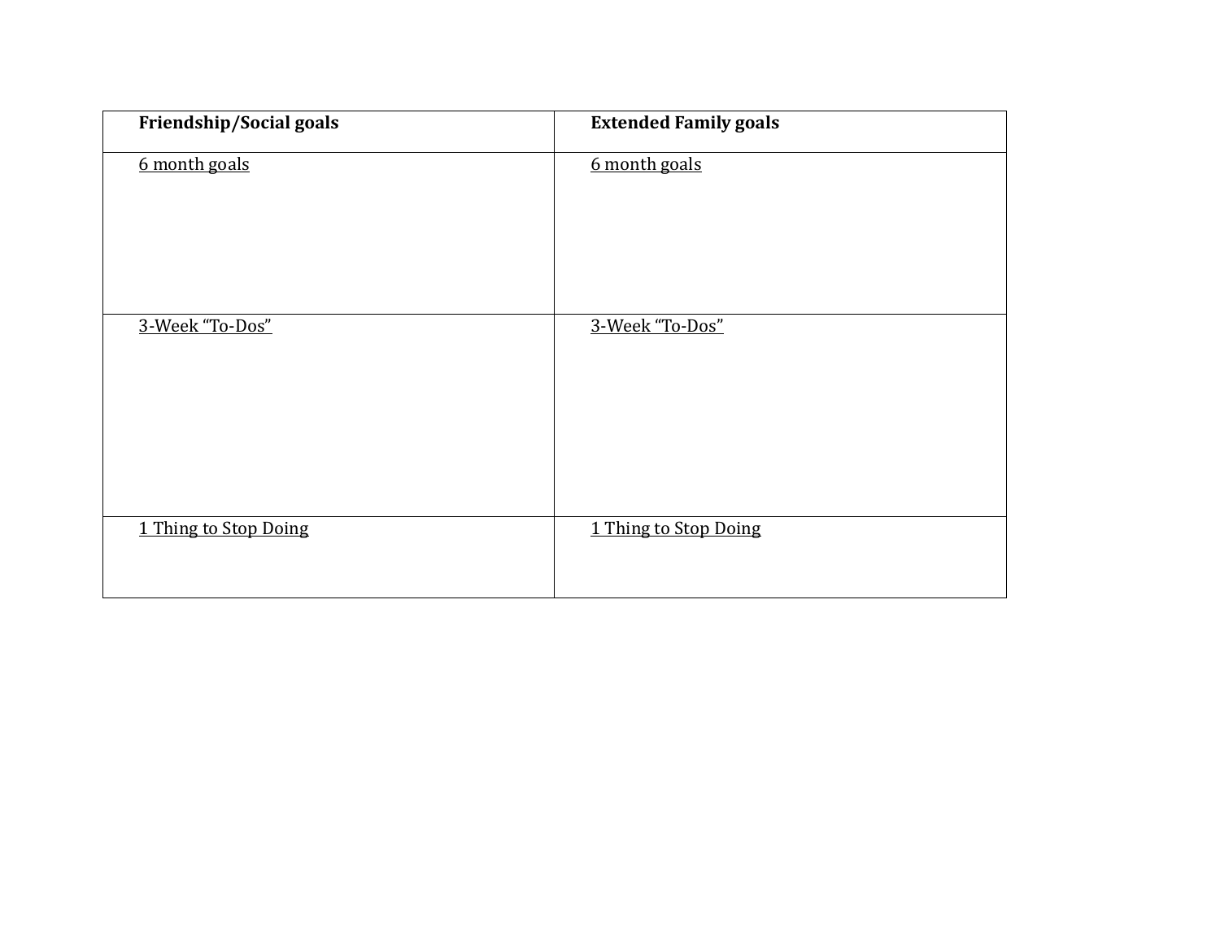| **Friendship/Social goals** | **Extended Family goals** |
|---|---|
| 6 month goals | 6 month goals |
| 3-Week “To-Dos” | 3-Week “To-Dos” |
| 1 Thing to Stop Doing | 1 Thing to Stop Doing |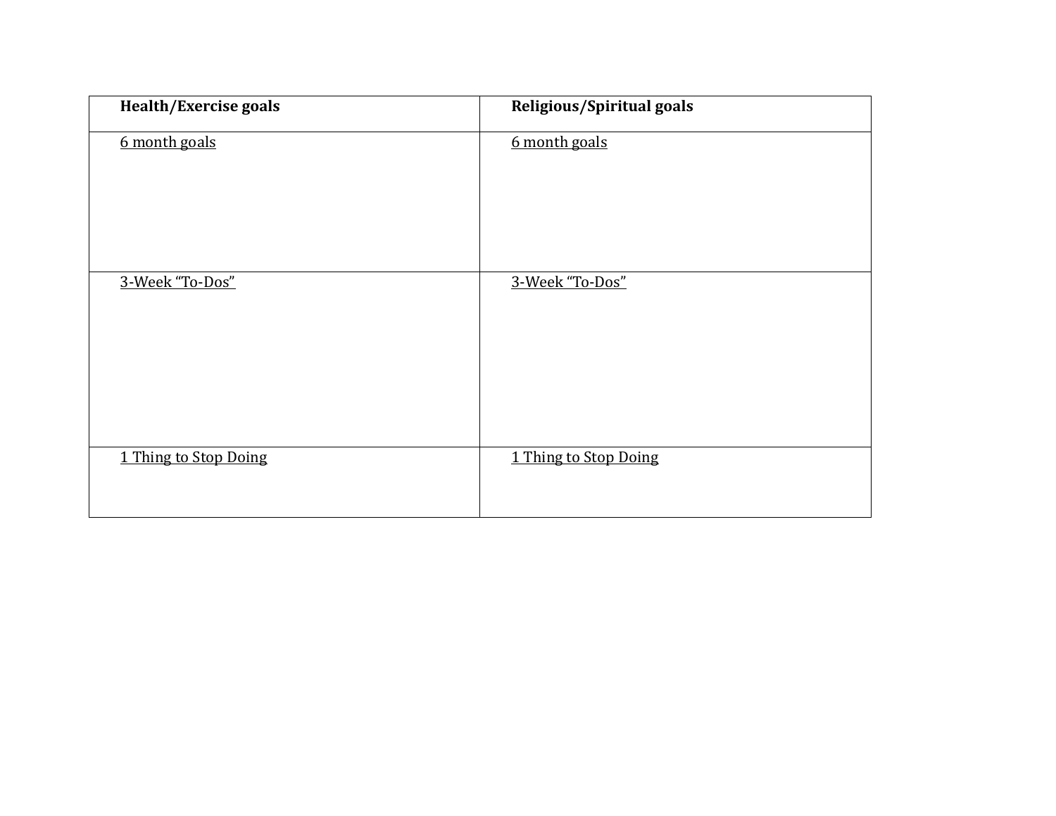| **Health/Exercise goals** | **Religious/Spiritual goals** |
| --- | --- |
| <u>6 month goals</u> | <u>6 month goals</u> |
| <u>3-Week “To-Dos”</u> | <u>3-Week “To-Dos”</u> |
| <u>1 Thing to Stop Doing</u> | <u>1 Thing to Stop Doing</u> |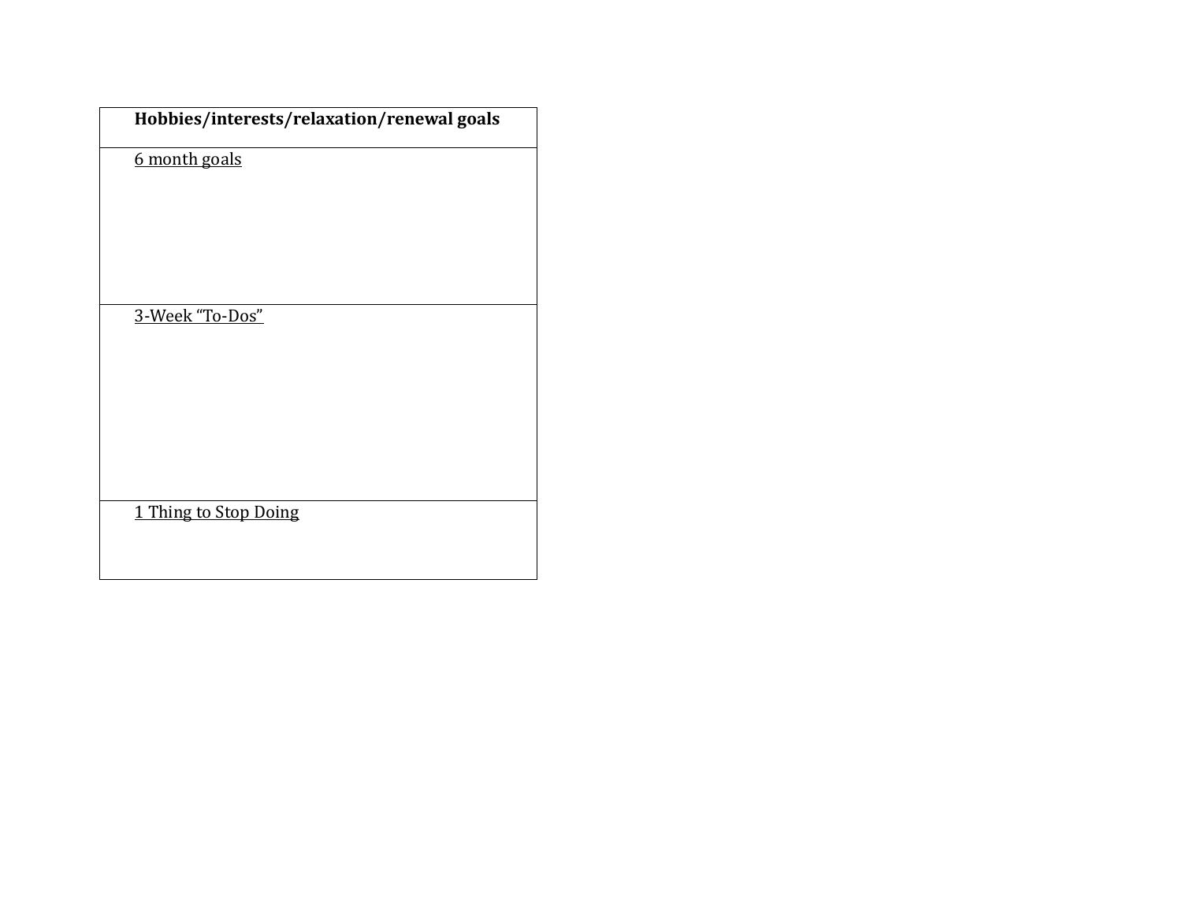| **Hobbies/interests/relaxation/renewal goals** |
|---|
| 6 month goals |
| 3-Week "To-Dos" |
| 1 Thing to Stop Doing |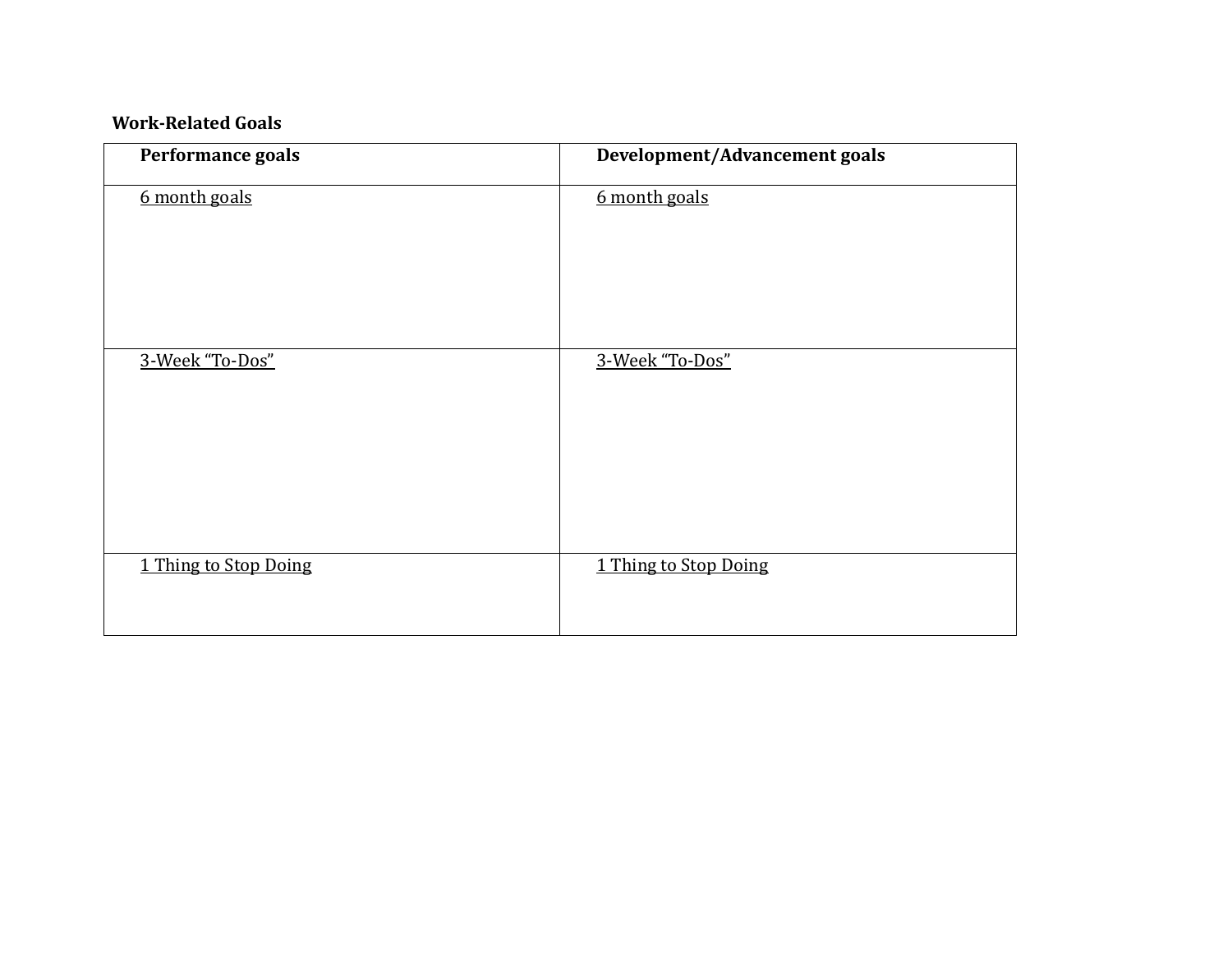**Work-Related Goals**

| **Performance goals** | **Development/Advancement goals** |
| --- | --- |
| <u>6 month goals</u> | <u>6 month goals</u> |
| <u>3-Week "To-Dos"</u> | <u>3-Week "To-Dos"</u> |
| <u>1 Thing to Stop Doing</u> | <u>1 Thing to Stop Doing</u> |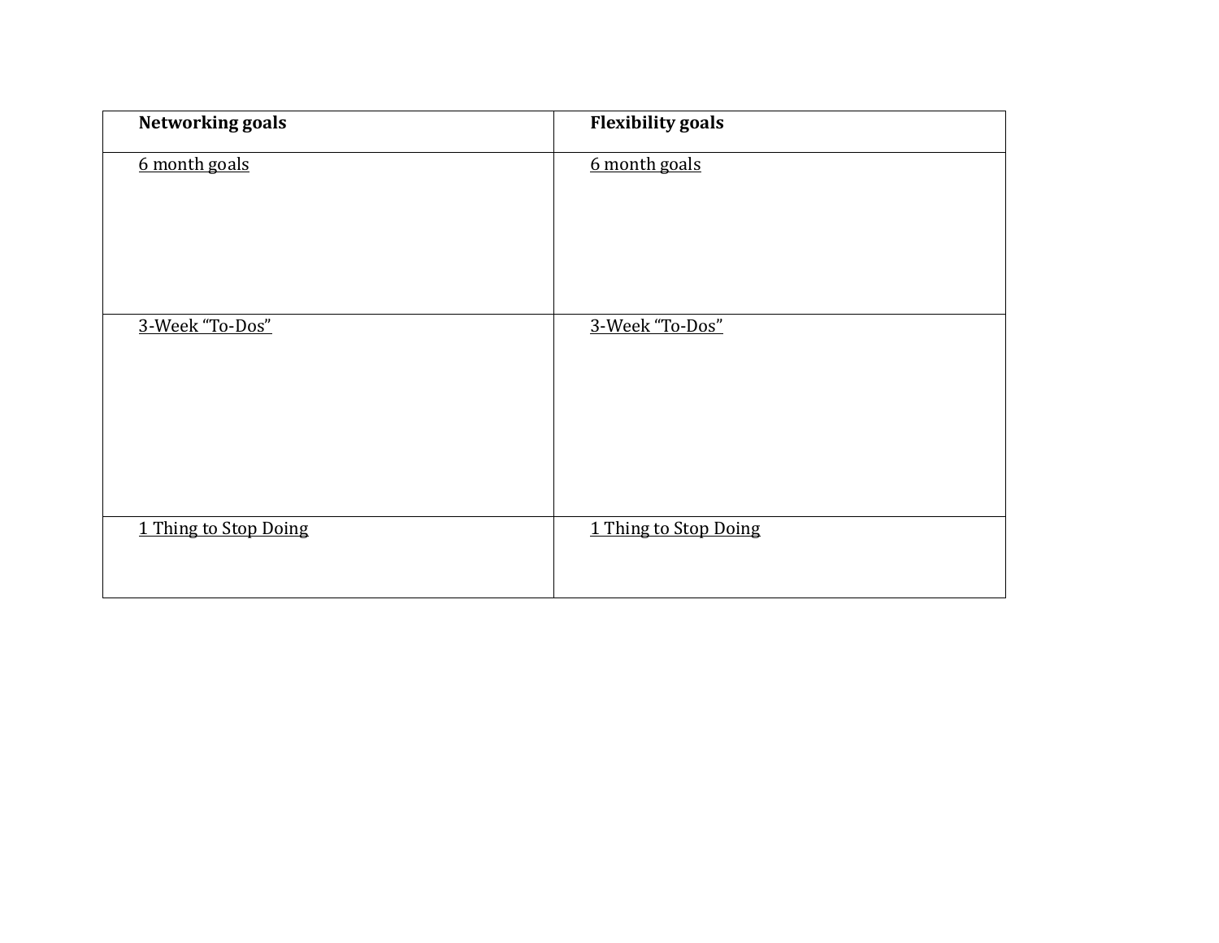| **Networking goals** | **Flexibility goals** |
| --- | --- |
| 6 month goals | 6 month goals |
| 3-Week "To-Dos" | 3-Week "To-Dos" |
| 1 Thing to Stop Doing | 1 Thing to Stop Doing |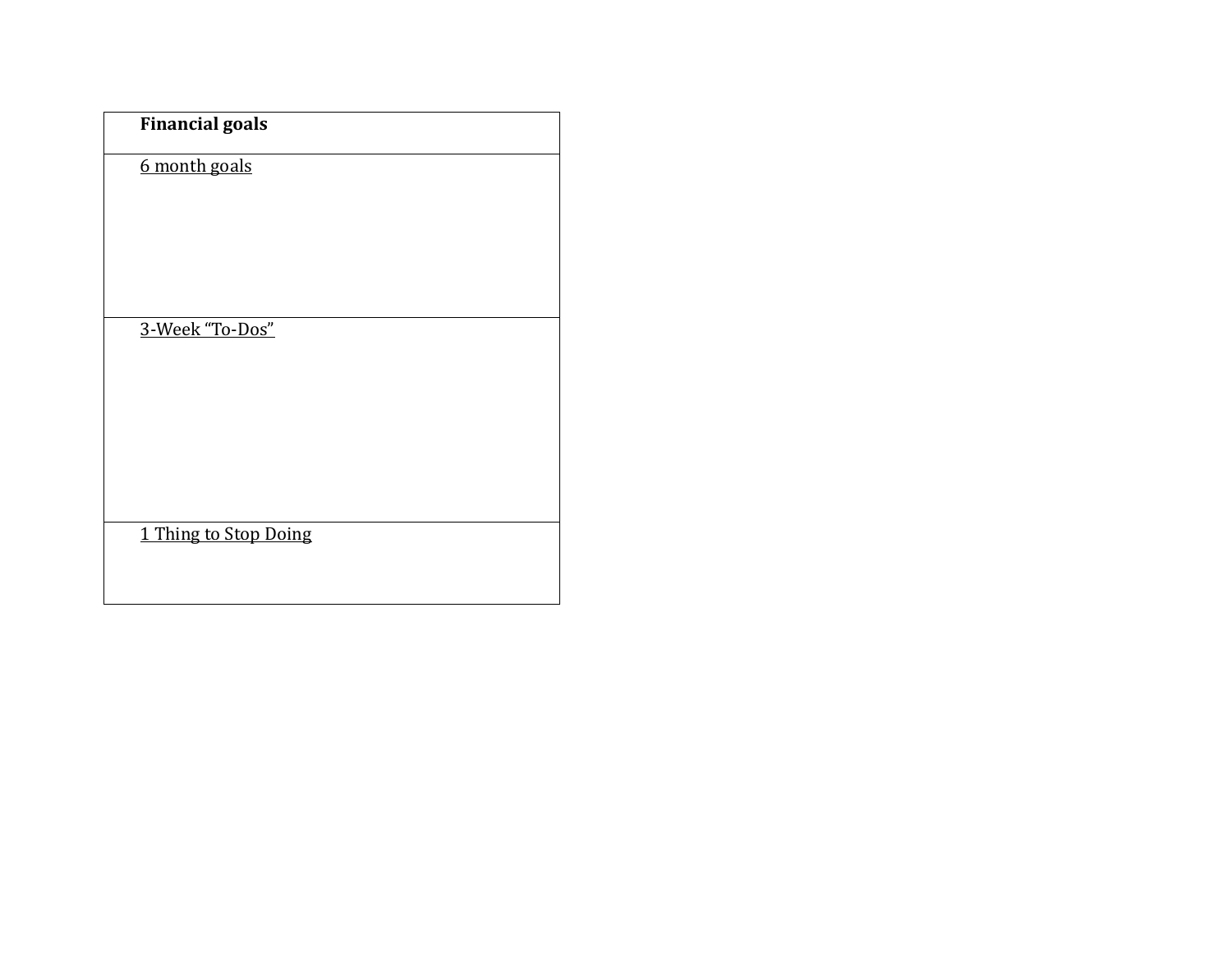| **Financial goals** |
| --- |
| <u>6 month goals</u> |
| <u>3-Week "To-Dos"</u> |
| <u>1 Thing to Stop Doing</u> |